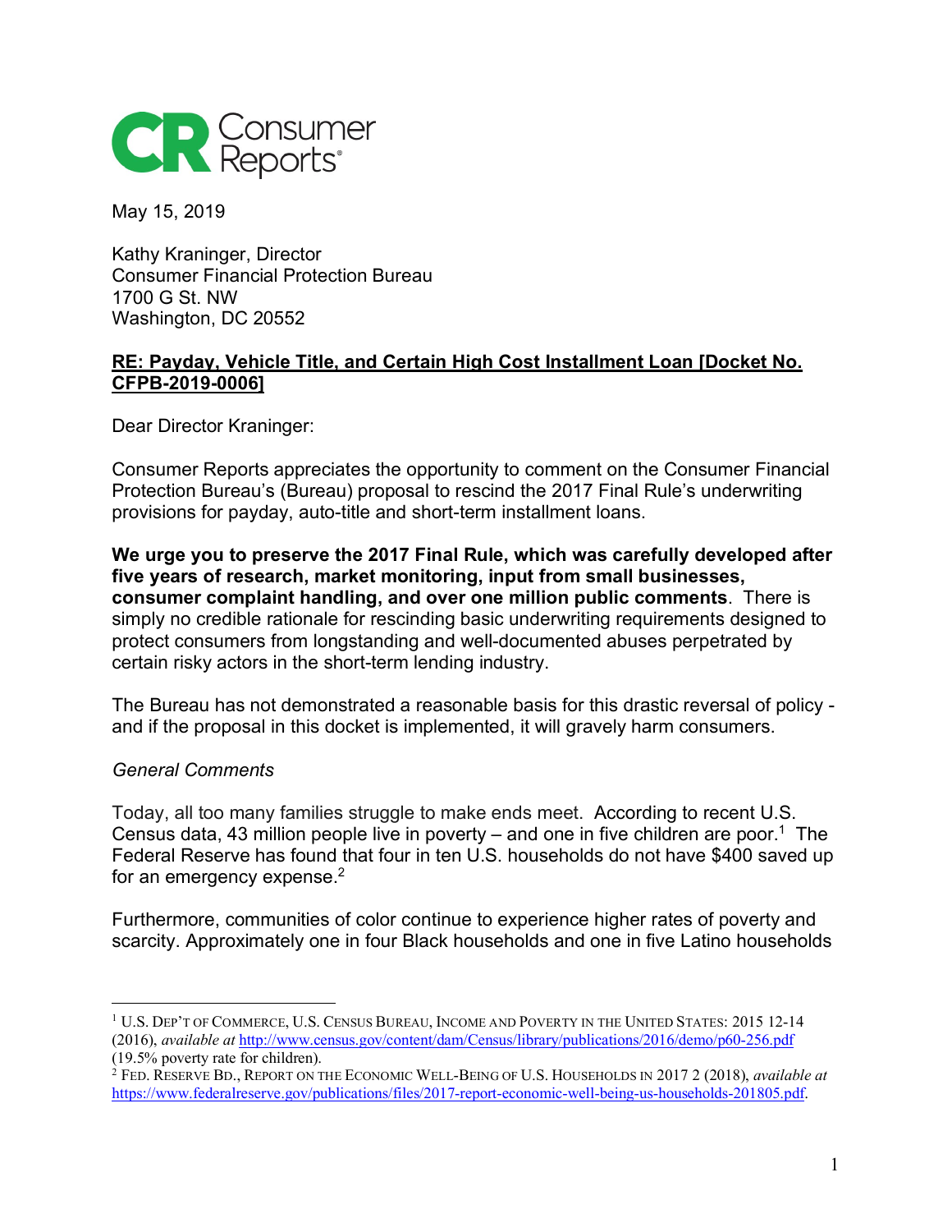Consumer Reports

May 15, 2019

Kathy Kraninger, Director
Consumer Financial Protection Bureau
1700 G St. NW
Washington, DC 20552

**RE: Payday, Vehicle Title, and Certain High Cost Installment Loan [Docket No. CFPB-2019-0006]**

Dear Director Kraninger:

Consumer Reports appreciates the opportunity to comment on the Consumer Financial Protection Bureau's (Bureau) proposal to rescind the 2017 Final Rule's underwriting provisions for payday, auto-title and short-term installment loans.

**We urge you to preserve the 2017 Final Rule, which was carefully developed after five years of research, market monitoring, input from small businesses, consumer complaint handling, and over one million public comments**. There is simply no credible rationale for rescinding basic underwriting requirements designed to protect consumers from longstanding and well-documented abuses perpetrated by certain risky actors in the short-term lending industry.

The Bureau has not demonstrated a reasonable basis for this drastic reversal of policy - and if the proposal in this docket is implemented, it will gravely harm consumers.

*General Comments*

Today, all too many families struggle to make ends meet. According to recent U.S. Census data, 43 million people live in poverty – and one in five children are poor.[1] The Federal Reserve has found that four in ten U.S. households do not have $400 saved up for an emergency expense.[2]

Furthermore, communities of color continue to experience higher rates of poverty and scarcity. Approximately one in four Black households and one in five Latino households

---

[1] U.S. DEP'T OF COMMERCE, U.S. CENSUS BUREAU, INCOME AND POVERTY IN THE UNITED STATES: 2015 12-14 (2016), *available at* http://www.census.gov/content/dam/Census/library/publications/2016/demo/p60-256.pdf (19.5% poverty rate for children).

[2] FED. RESERVE BD., REPORT ON THE ECONOMIC WELL-BEING OF U.S. HOUSEHOLDS IN 2017 2 (2018), *available at* https://www.federalreserve.gov/publications/files/2017-report-economic-well-being-us-households-201805.pdf.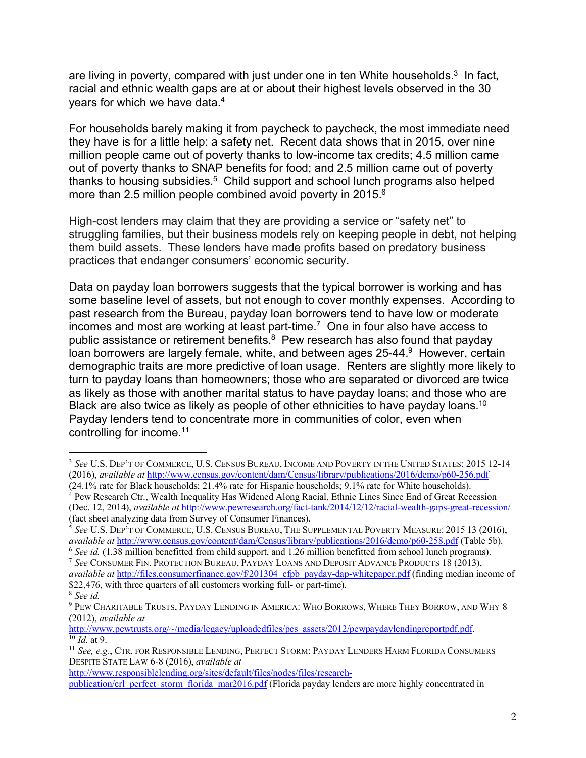are living in poverty, compared with just under one in ten White households.[3] In fact, racial and ethnic wealth gaps are at or about their highest levels observed in the 30 years for which we have data.[4]

For households barely making it from paycheck to paycheck, the most immediate need they have is for a little help: a safety net. Recent data shows that in 2015, over nine million people came out of poverty thanks to low-income tax credits; 4.5 million came out of poverty thanks to SNAP benefits for food; and 2.5 million came out of poverty thanks to housing subsidies.[5] Child support and school lunch programs also helped more than 2.5 million people combined avoid poverty in 2015.[6]

High-cost lenders may claim that they are providing a service or "safety net" to struggling families, but their business models rely on keeping people in debt, not helping them build assets. These lenders have made profits based on predatory business practices that endanger consumers' economic security.

Data on payday loan borrowers suggests that the typical borrower is working and has some baseline level of assets, but not enough to cover monthly expenses. According to past research from the Bureau, payday loan borrowers tend to have low or moderate incomes and most are working at least part-time.[7] One in four also have access to public assistance or retirement benefits.[8] Pew research has also found that payday loan borrowers are largely female, white, and between ages 25-44.[9] However, certain demographic traits are more predictive of loan usage. Renters are slightly more likely to turn to payday loans than homeowners; those who are separated or divorced are twice as likely as those with another marital status to have payday loans; and those who are Black are also twice as likely as people of other ethnicities to have payday loans.[10] Payday lenders tend to concentrate more in communities of color, even when controlling for income.[11]

---

[3] *See* U.S. DEP'T OF COMMERCE, U.S. CENSUS BUREAU, INCOME AND POVERTY IN THE UNITED STATES: 2015 12-14 (2016), *available at* http://www.census.gov/content/dam/Census/library/publications/2016/demo/p60-256.pdf (24.1% rate for Black households; 21.4% rate for Hispanic households; 9.1% rate for White households).

[4] Pew Research Ctr., Wealth Inequality Has Widened Along Racial, Ethnic Lines Since End of Great Recession (Dec. 12, 2014), *available at* http://www.pewresearch.org/fact-tank/2014/12/12/racial-wealth-gaps-great-recession/ (fact sheet analyzing data from Survey of Consumer Finances).

[5] *See* U.S. DEP'T OF COMMERCE, U.S. CENSUS BUREAU, THE SUPPLEMENTAL POVERTY MEASURE: 2015 13 (2016), *available at* http://www.census.gov/content/dam/Census/library/publications/2016/demo/p60-258.pdf (Table 5b).

[6] *See id.* (1.38 million benefitted from child support, and 1.26 million benefitted from school lunch programs).

[7] *See* CONSUMER FIN. PROTECTION BUREAU, PAYDAY LOANS AND DEPOSIT ADVANCE PRODUCTS 18 (2013), *available at* http://files.consumerfinance.gov/f/201304_cfpb_payday-dap-whitepaper.pdf (finding median income of $22,476, with three quarters of all customers working full- or part-time).

[8] *See id.*

[9] PEW CHARITABLE TRUSTS, PAYDAY LENDING IN AMERICA: WHO BORROWS, WHERE THEY BORROW, AND WHY 8 (2012), *available at* http://www.pewtrusts.org/~/media/legacy/uploadedfiles/pcs_assets/2012/pewpaydaylendingreportpdf.pdf.

[10] *Id.* at 9.

[11] *See, e.g.*, CTR. FOR RESPONSIBLE LENDING, PERFECT STORM: PAYDAY LENDERS HARM FLORIDA CONSUMERS DESPITE STATE LAW 6-8 (2016), *available at* http://www.responsiblelending.org/sites/default/files/nodes/files/research-publication/crl_perfect_storm_florida_mar2016.pdf (Florida payday lenders are more highly concentrated in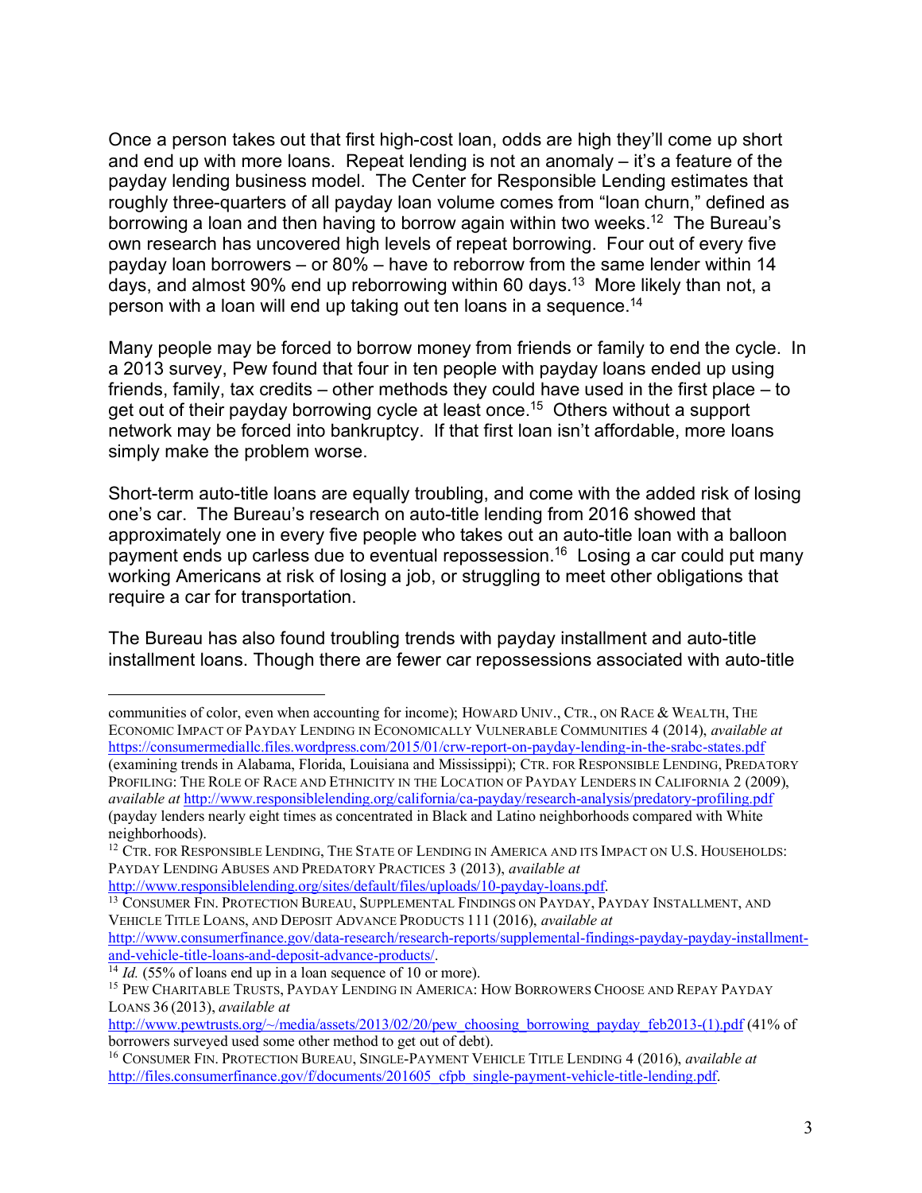Once a person takes out that first high-cost loan, odds are high they'll come up short and end up with more loans. Repeat lending is not an anomaly – it's a feature of the payday lending business model. The Center for Responsible Lending estimates that roughly three-quarters of all payday loan volume comes from "loan churn," defined as borrowing a loan and then having to borrow again within two weeks.[12] The Bureau's own research has uncovered high levels of repeat borrowing. Four out of every five payday loan borrowers – or 80% – have to reborrow from the same lender within 14 days, and almost 90% end up reborrowing within 60 days.[13] More likely than not, a person with a loan will end up taking out ten loans in a sequence.[14]

Many people may be forced to borrow money from friends or family to end the cycle. In a 2013 survey, Pew found that four in ten people with payday loans ended up using friends, family, tax credits – other methods they could have used in the first place – to get out of their payday borrowing cycle at least once.[15] Others without a support network may be forced into bankruptcy. If that first loan isn't affordable, more loans simply make the problem worse.

Short-term auto-title loans are equally troubling, and come with the added risk of losing one's car. The Bureau's research on auto-title lending from 2016 showed that approximately one in every five people who takes out an auto-title loan with a balloon payment ends up carless due to eventual repossession.[16] Losing a car could put many working Americans at risk of losing a job, or struggling to meet other obligations that require a car for transportation.

The Bureau has also found troubling trends with payday installment and auto-title installment loans. Though there are fewer car repossessions associated with auto-title

---

communities of color, even when accounting for income); HOWARD UNIV., CTR., ON RACE & WEALTH, THE ECONOMIC IMPACT OF PAYDAY LENDING IN ECONOMICALLY VULNERABLE COMMUNITIES 4 (2014), *available at* https://consumermediallc.files.wordpress.com/2015/01/crw-report-on-payday-lending-in-the-srabc-states.pdf (examining trends in Alabama, Florida, Louisiana and Mississippi); CTR. FOR RESPONSIBLE LENDING, PREDATORY PROFILING: THE ROLE OF RACE AND ETHNICITY IN THE LOCATION OF PAYDAY LENDERS IN CALIFORNIA 2 (2009), *available at* http://www.responsiblelending.org/california/ca-payday/research-analysis/predatory-profiling.pdf (payday lenders nearly eight times as concentrated in Black and Latino neighborhoods compared with White neighborhoods).

[12] CTR. FOR RESPONSIBLE LENDING, THE STATE OF LENDING IN AMERICA AND ITS IMPACT ON U.S. HOUSEHOLDS: PAYDAY LENDING ABUSES AND PREDATORY PRACTICES 3 (2013), *available at* http://www.responsiblelending.org/sites/default/files/uploads/10-payday-loans.pdf.

[13] CONSUMER FIN. PROTECTION BUREAU, SUPPLEMENTAL FINDINGS ON PAYDAY, PAYDAY INSTALLMENT, AND VEHICLE TITLE LOANS, AND DEPOSIT ADVANCE PRODUCTS 111 (2016), *available at* http://www.consumerfinance.gov/data-research/research-reports/supplemental-findings-payday-payday-installment-and-vehicle-title-loans-and-deposit-advance-products/.

[14] *Id.* (55% of loans end up in a loan sequence of 10 or more).

[15] PEW CHARITABLE TRUSTS, PAYDAY LENDING IN AMERICA: HOW BORROWERS CHOOSE AND REPAY PAYDAY LOANS 36 (2013), *available at* http://www.pewtrusts.org/~/media/assets/2013/02/20/pew_choosing_borrowing_payday_feb2013-(1).pdf (41% of borrowers surveyed used some other method to get out of debt).

[16] CONSUMER FIN. PROTECTION BUREAU, SINGLE-PAYMENT VEHICLE TITLE LENDING 4 (2016), *available at* http://files.consumerfinance.gov/f/documents/201605_cfpb_single-payment-vehicle-title-lending.pdf.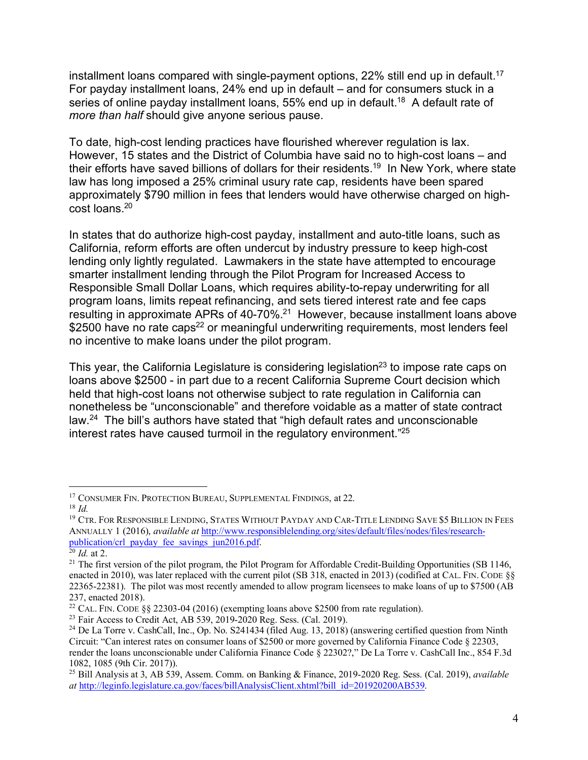installment loans compared with single-payment options, 22% still end up in default.[17] For payday installment loans, 24% end up in default – and for consumers stuck in a series of online payday installment loans, 55% end up in default.[18] A default rate of *more than half* should give anyone serious pause.

To date, high-cost lending practices have flourished wherever regulation is lax. However, 15 states and the District of Columbia have said no to high-cost loans – and their efforts have saved billions of dollars for their residents.[19] In New York, where state law has long imposed a 25% criminal usury rate cap, residents have been spared approximately $790 million in fees that lenders would have otherwise charged on high-cost loans.[20]

In states that do authorize high-cost payday, installment and auto-title loans, such as California, reform efforts are often undercut by industry pressure to keep high-cost lending only lightly regulated. Lawmakers in the state have attempted to encourage smarter installment lending through the Pilot Program for Increased Access to Responsible Small Dollar Loans, which requires ability-to-repay underwriting for all program loans, limits repeat refinancing, and sets tiered interest rate and fee caps resulting in approximate APRs of 40-70%.[21] However, because installment loans above $2500 have no rate caps[22] or meaningful underwriting requirements, most lenders feel no incentive to make loans under the pilot program.

This year, the California Legislature is considering legislation[23] to impose rate caps on loans above $2500 - in part due to a recent California Supreme Court decision which held that high-cost loans not otherwise subject to rate regulation in California can nonetheless be "unconscionable" and therefore voidable as a matter of state contract law.[24] The bill's authors have stated that "high default rates and unconscionable interest rates have caused turmoil in the regulatory environment."[25]

---

[17] CONSUMER FIN. PROTECTION BUREAU, SUPPLEMENTAL FINDINGS, at 22.

[18] *Id.*

[19] CTR. FOR RESPONSIBLE LENDING, STATES WITHOUT PAYDAY AND CAR-TITLE LENDING SAVE $5 BILLION IN FEES ANNUALLY 1 (2016), *available at* http://www.responsiblelending.org/sites/default/files/nodes/files/research-publication/crl_payday_fee_savings_jun2016.pdf.

[20] *Id.* at 2.

[21] The first version of the pilot program, the Pilot Program for Affordable Credit-Building Opportunities (SB 1146, enacted in 2010), was later replaced with the current pilot (SB 318, enacted in 2013) (codified at CAL. FIN. CODE §§ 22365-22381). The pilot was most recently amended to allow program licensees to make loans of up to $7500 (AB 237, enacted 2018).

[22] CAL. FIN. CODE §§ 22303-04 (2016) (exempting loans above $2500 from rate regulation).

[23] Fair Access to Credit Act, AB 539, 2019-2020 Reg. Sess. (Cal. 2019).

[24] De La Torre v. CashCall, Inc., Op. No. S241434 (filed Aug. 13, 2018) (answering certified question from Ninth Circuit: "Can interest rates on consumer loans of $2500 or more governed by California Finance Code § 22303, render the loans unconscionable under California Finance Code § 22302?," De La Torre v. CashCall Inc., 854 F.3d 1082, 1085 (9th Cir. 2017)).

[25] Bill Analysis at 3, AB 539, Assem. Comm. on Banking & Finance, 2019-2020 Reg. Sess. (Cal. 2019), *available at* http://leginfo.legislature.ca.gov/faces/billAnalysisClient.xhtml?bill_id=201920200AB539.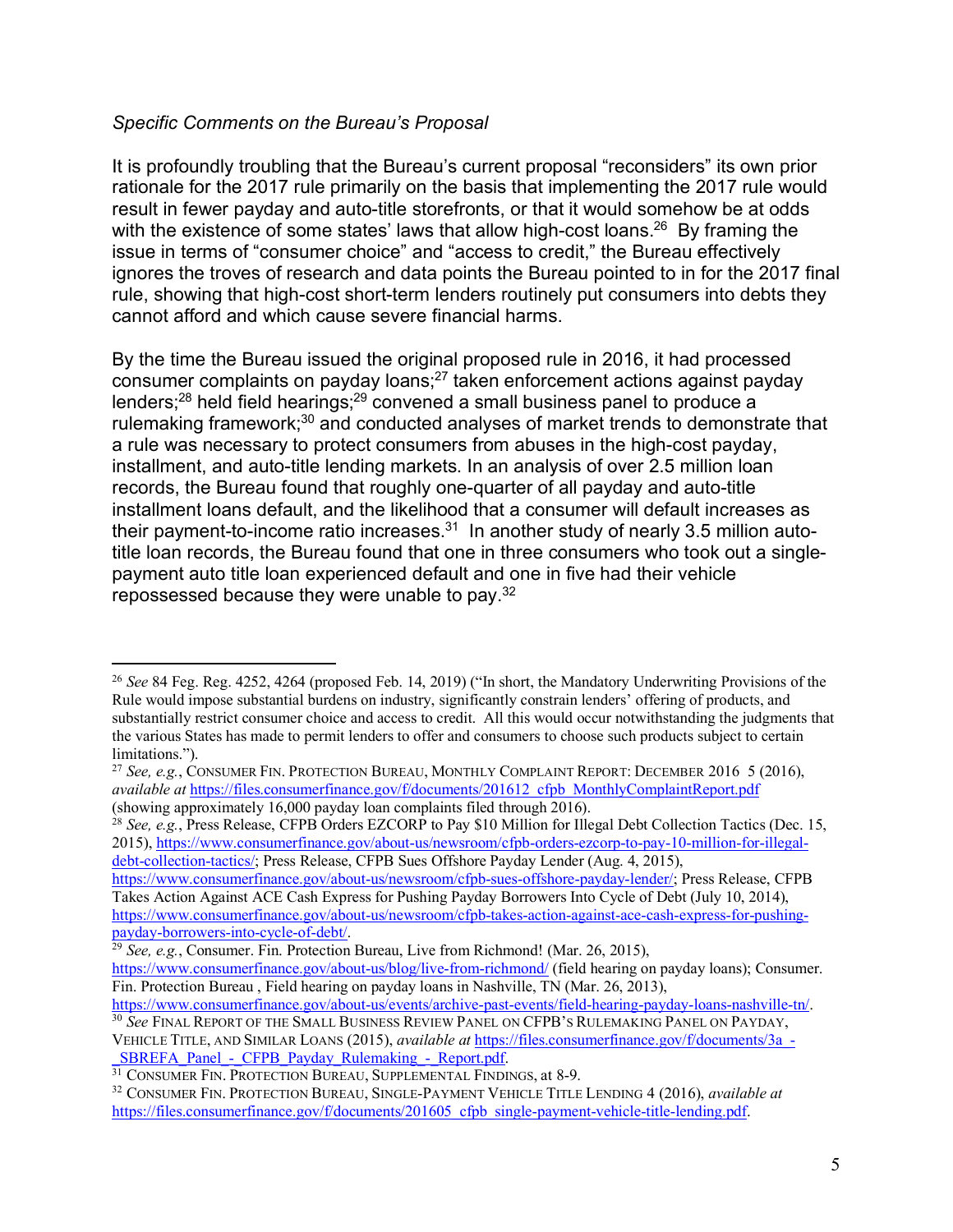*Specific Comments on the Bureau's Proposal*

It is profoundly troubling that the Bureau's current proposal "reconsiders" its own prior rationale for the 2017 rule primarily on the basis that implementing the 2017 rule would result in fewer payday and auto-title storefronts, or that it would somehow be at odds with the existence of some states' laws that allow high-cost loans.[26] By framing the issue in terms of "consumer choice" and "access to credit," the Bureau effectively ignores the troves of research and data points the Bureau pointed to in for the 2017 final rule, showing that high-cost short-term lenders routinely put consumers into debts they cannot afford and which cause severe financial harms.

By the time the Bureau issued the original proposed rule in 2016, it had processed consumer complaints on payday loans;[27] taken enforcement actions against payday lenders;[28] held field hearings;[29] convened a small business panel to produce a rulemaking framework;[30] and conducted analyses of market trends to demonstrate that a rule was necessary to protect consumers from abuses in the high-cost payday, installment, and auto-title lending markets. In an analysis of over 2.5 million loan records, the Bureau found that roughly one-quarter of all payday and auto-title installment loans default, and the likelihood that a consumer will default increases as their payment-to-income ratio increases.[31] In another study of nearly 3.5 million auto-title loan records, the Bureau found that one in three consumers who took out a single-payment auto title loan experienced default and one in five had their vehicle repossessed because they were unable to pay.[32]

---

[26] *See* 84 Feg. Reg. 4252, 4264 (proposed Feb. 14, 2019) ("In short, the Mandatory Underwriting Provisions of the Rule would impose substantial burdens on industry, significantly constrain lenders' offering of products, and substantially restrict consumer choice and access to credit. All this would occur notwithstanding the judgments that the various States has made to permit lenders to offer and consumers to choose such products subject to certain limitations.").

[27] *See, e.g.*, CONSUMER FIN. PROTECTION BUREAU, MONTHLY COMPLAINT REPORT: DECEMBER 2016 5 (2016), *available at* https://files.consumerfinance.gov/f/documents/201612_cfpb_MonthlyComplaintReport.pdf (showing approximately 16,000 payday loan complaints filed through 2016).

[28] *See, e.g.*, Press Release, CFPB Orders EZCORP to Pay $10 Million for Illegal Debt Collection Tactics (Dec. 15, 2015), https://www.consumerfinance.gov/about-us/newsroom/cfpb-orders-ezcorp-to-pay-10-million-for-illegal-debt-collection-tactics/; Press Release, CFPB Sues Offshore Payday Lender (Aug. 4, 2015), https://www.consumerfinance.gov/about-us/newsroom/cfpb-sues-offshore-payday-lender/; Press Release, CFPB Takes Action Against ACE Cash Express for Pushing Payday Borrowers Into Cycle of Debt (July 10, 2014), https://www.consumerfinance.gov/about-us/newsroom/cfpb-takes-action-against-ace-cash-express-for-pushing-payday-borrowers-into-cycle-of-debt/.

[29] *See, e.g.*, Consumer. Fin. Protection Bureau, Live from Richmond! (Mar. 26, 2015), https://www.consumerfinance.gov/about-us/blog/live-from-richmond/ (field hearing on payday loans); Consumer. Fin. Protection Bureau , Field hearing on payday loans in Nashville, TN (Mar. 26, 2013), https://www.consumerfinance.gov/about-us/events/archive-past-events/field-hearing-payday-loans-nashville-tn/.

[30] *See* FINAL REPORT OF THE SMALL BUSINESS REVIEW PANEL ON CFPB'S RULEMAKING PANEL ON PAYDAY, VEHICLE TITLE, AND SIMILAR LOANS (2015), *available at* https://files.consumerfinance.gov/f/documents/3a_-_SBREFA_Panel_-_CFPB_Payday_Rulemaking_-_Report.pdf.

[31] CONSUMER FIN. PROTECTION BUREAU, SUPPLEMENTAL FINDINGS, at 8-9.

[32] CONSUMER FIN. PROTECTION BUREAU, SINGLE-PAYMENT VEHICLE TITLE LENDING 4 (2016), *available at* https://files.consumerfinance.gov/f/documents/201605_cfpb_single-payment-vehicle-title-lending.pdf.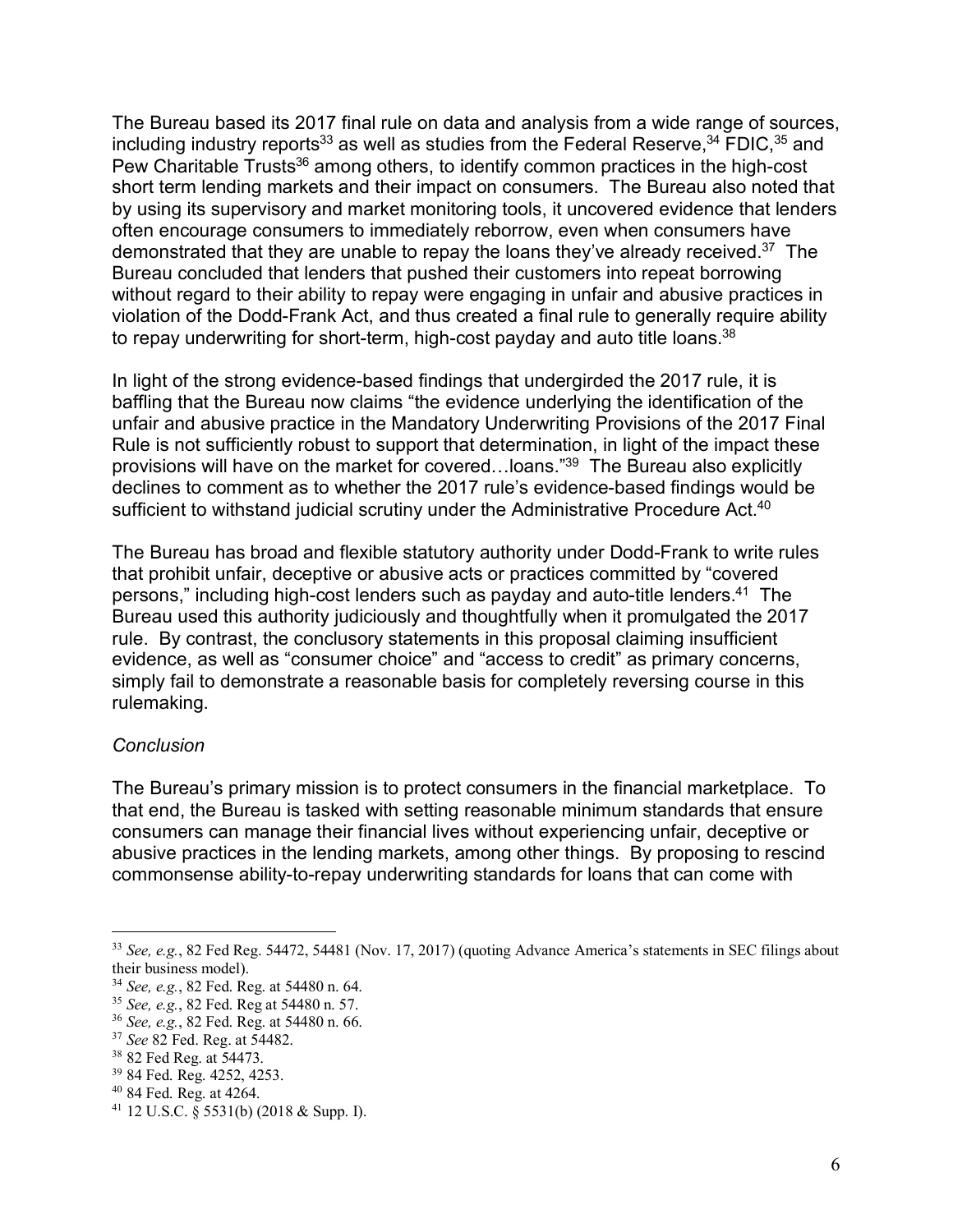The Bureau based its 2017 final rule on data and analysis from a wide range of sources, including industry reports[33] as well as studies from the Federal Reserve,[34] FDIC,[35] and Pew Charitable Trusts[36] among others, to identify common practices in the high-cost short term lending markets and their impact on consumers. The Bureau also noted that by using its supervisory and market monitoring tools, it uncovered evidence that lenders often encourage consumers to immediately reborrow, even when consumers have demonstrated that they are unable to repay the loans they've already received.[37] The Bureau concluded that lenders that pushed their customers into repeat borrowing without regard to their ability to repay were engaging in unfair and abusive practices in violation of the Dodd-Frank Act, and thus created a final rule to generally require ability to repay underwriting for short-term, high-cost payday and auto title loans.[38]

In light of the strong evidence-based findings that undergirded the 2017 rule, it is baffling that the Bureau now claims "the evidence underlying the identification of the unfair and abusive practice in the Mandatory Underwriting Provisions of the 2017 Final Rule is not sufficiently robust to support that determination, in light of the impact these provisions will have on the market for covered…loans."[39] The Bureau also explicitly declines to comment as to whether the 2017 rule's evidence-based findings would be sufficient to withstand judicial scrutiny under the Administrative Procedure Act.[40]

The Bureau has broad and flexible statutory authority under Dodd-Frank to write rules that prohibit unfair, deceptive or abusive acts or practices committed by "covered persons," including high-cost lenders such as payday and auto-title lenders.[41] The Bureau used this authority judiciously and thoughtfully when it promulgated the 2017 rule. By contrast, the conclusory statements in this proposal claiming insufficient evidence, as well as "consumer choice" and "access to credit" as primary concerns, simply fail to demonstrate a reasonable basis for completely reversing course in this rulemaking.

*Conclusion*

The Bureau's primary mission is to protect consumers in the financial marketplace. To that end, the Bureau is tasked with setting reasonable minimum standards that ensure consumers can manage their financial lives without experiencing unfair, deceptive or abusive practices in the lending markets, among other things. By proposing to rescind commonsense ability-to-repay underwriting standards for loans that can come with

---

[33] *See, e.g.*, 82 Fed Reg. 54472, 54481 (Nov. 17, 2017) (quoting Advance America's statements in SEC filings about their business model).

[34] *See, e.g.*, 82 Fed. Reg. at 54480 n. 64.

[35] *See, e.g.*, 82 Fed. Reg at 54480 n. 57.

[36] *See, e.g.*, 82 Fed. Reg. at 54480 n. 66.

[37] *See* 82 Fed. Reg. at 54482.

[38] 82 Fed Reg. at 54473.

[39] 84 Fed. Reg. 4252, 4253.

[40] 84 Fed. Reg. at 4264.

[41] 12 U.S.C. § 5531(b) (2018 & Supp. I).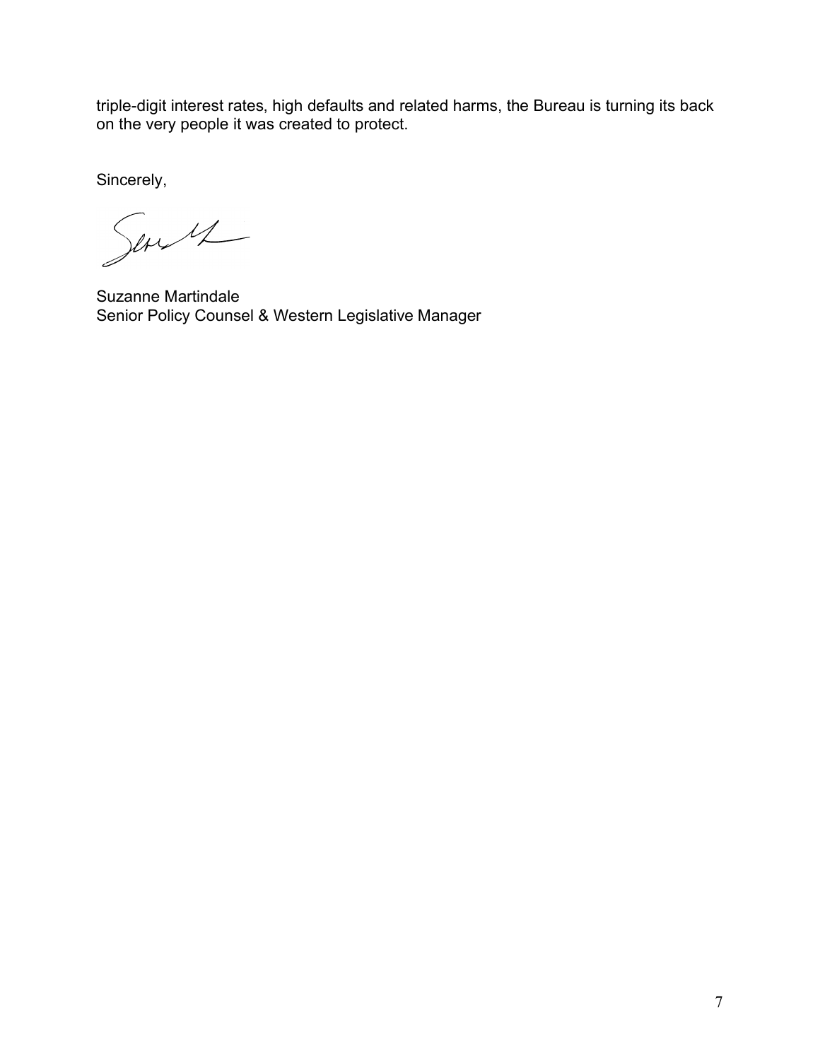triple-digit interest rates, high defaults and related harms, the Bureau is turning its back on the very people it was created to protect.

Sincerely,

Suzanne Martindale
Senior Policy Counsel & Western Legislative Manager